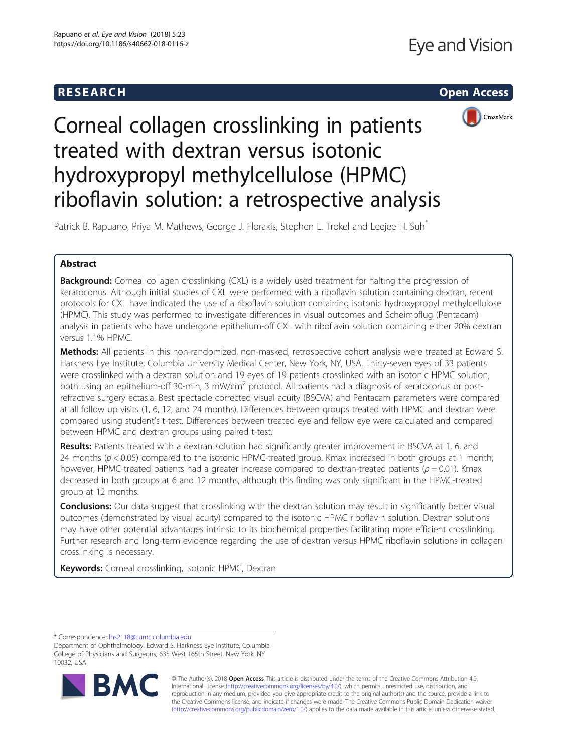RESEARCH

Open Access

# Corneal collagen crosslinking in patients treated with dextran versus isotonic hydroxypropyl methylcellulose (HPMC) riboflavin solution: a retrospective analysis

Patrick B. Rapuano, Priya M. Mathews, George J. Florakis, Stephen L. Trokel and Leejee H. Suh*

## Abstract

**Background:** Corneal collagen crosslinking (CXL) is a widely used treatment for halting the progression of keratoconus. Although initial studies of CXL were performed with a riboflavin solution containing dextran, recent protocols for CXL have indicated the use of a riboflavin solution containing isotonic hydroxypropyl methylcellulose (HPMC). This study was performed to investigate differences in visual outcomes and Scheimpflug (Pentacam) analysis in patients who have undergone epithelium-off CXL with riboflavin solution containing either 20% dextran versus 1.1% HPMC.

**Methods:** All patients in this non-randomized, non-masked, retrospective cohort analysis were treated at Edward S. Harkness Eye Institute, Columbia University Medical Center, New York, NY, USA. Thirty-seven eyes of 33 patients were crosslinked with a dextran solution and 19 eyes of 19 patients crosslinked with an isotonic HPMC solution, both using an epithelium-off 30-min, 3 mW/cm$^2$ protocol. All patients had a diagnosis of keratoconus or post-refractive surgery ectasia. Best spectacle corrected visual acuity (BSCVA) and Pentacam parameters were compared at all follow up visits (1, 6, 12, and 24 months). Differences between groups treated with HPMC and dextran were compared using student's t-test. Differences between treated eye and fellow eye were calculated and compared between HPMC and dextran groups using paired t-test.

**Results:** Patients treated with a dextran solution had significantly greater improvement in BSCVA at 1, 6, and 24 months ($p < 0.05$) compared to the isotonic HPMC-treated group. Kmax increased in both groups at 1 month; however, HPMC-treated patients had a greater increase compared to dextran-treated patients ($p = 0.01$). Kmax decreased in both groups at 6 and 12 months, although this finding was only significant in the HPMC-treated group at 12 months.

**Conclusions:** Our data suggest that crosslinking with the dextran solution may result in significantly better visual outcomes (demonstrated by visual acuity) compared to the isotonic HPMC riboflavin solution. Dextran solutions may have other potential advantages intrinsic to its biochemical properties facilitating more efficient crosslinking. Further research and long-term evidence regarding the use of dextran versus HPMC riboflavin solutions in collagen crosslinking is necessary.

**Keywords:** Corneal crosslinking, Isotonic HPMC, Dextran

---

\* Correspondence: lhs2118@cumc.columbia.edu
Department of Ophthalmology, Edward S. Harkness Eye Institute, Columbia College of Physicians and Surgeons, 635 West 165th Street, New York, NY 10032, USA

© The Author(s). 2018 **Open Access** This article is distributed under the terms of the Creative Commons Attribution 4.0 International License (http://creativecommons.org/licenses/by/4.0/), which permits unrestricted use, distribution, and reproduction in any medium, provided you give appropriate credit to the original author(s) and the source, provide a link to the Creative Commons license, and indicate if changes were made. The Creative Commons Public Domain Dedication waiver (http://creativecommons.org/publicdomain/zero/1.0/) applies to the data made available in this article, unless otherwise stated.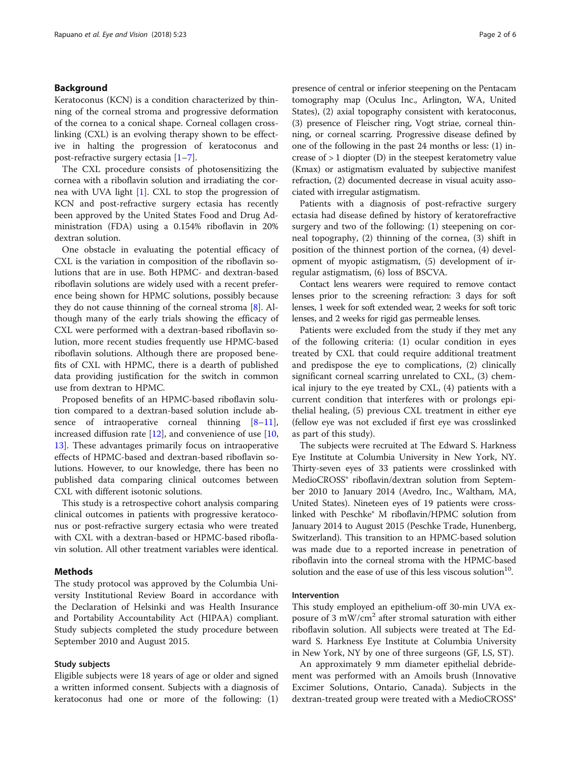## Background

Keratoconus (KCN) is a condition characterized by thinning of the corneal stroma and progressive deformation of the cornea to a conical shape. Corneal collagen crosslinking (CXL) is an evolving therapy shown to be effective in halting the progression of keratoconus and post-refractive surgery ectasia [1–7].

The CXL procedure consists of photosensitizing the cornea with a riboflavin solution and irradiating the cornea with UVA light [1]. CXL to stop the progression of KCN and post-refractive surgery ectasia has recently been approved by the United States Food and Drug Administration (FDA) using a 0.154% riboflavin in 20% dextran solution.

One obstacle in evaluating the potential efficacy of CXL is the variation in composition of the riboflavin solutions that are in use. Both HPMC- and dextran-based riboflavin solutions are widely used with a recent preference being shown for HPMC solutions, possibly because they do not cause thinning of the corneal stroma [8]. Although many of the early trials showing the efficacy of CXL were performed with a dextran-based riboflavin solution, more recent studies frequently use HPMC-based riboflavin solutions. Although there are proposed benefits of CXL with HPMC, there is a dearth of published data providing justification for the switch in common use from dextran to HPMC.

Proposed benefits of an HPMC-based riboflavin solution compared to a dextran-based solution include absence of intraoperative corneal thinning [8–11], increased diffusion rate [12], and convenience of use [10, 13]. These advantages primarily focus on intraoperative effects of HPMC-based and dextran-based riboflavin solutions. However, to our knowledge, there has been no published data comparing clinical outcomes between CXL with different isotonic solutions.

This study is a retrospective cohort analysis comparing clinical outcomes in patients with progressive keratoconus or post-refractive surgery ectasia who were treated with CXL with a dextran-based or HPMC-based riboflavin solution. All other treatment variables were identical.

## Methods

The study protocol was approved by the Columbia University Institutional Review Board in accordance with the Declaration of Helsinki and was Health Insurance and Portability Accountability Act (HIPAA) compliant. Study subjects completed the study procedure between September 2010 and August 2015.

### Study subjects

Eligible subjects were 18 years of age or older and signed a written informed consent. Subjects with a diagnosis of keratoconus had one or more of the following: (1) presence of central or inferior steepening on the Pentacam tomography map (Oculus Inc., Arlington, WA, United States), (2) axial topography consistent with keratoconus, (3) presence of Fleischer ring, Vogt striae, corneal thinning, or corneal scarring. Progressive disease defined by one of the following in the past 24 months or less: (1) increase of > 1 diopter (D) in the steepest keratometry value (Kmax) or astigmatism evaluated by subjective manifest refraction, (2) documented decrease in visual acuity associated with irregular astigmatism.

Patients with a diagnosis of post-refractive surgery ectasia had disease defined by history of keratorefractive surgery and two of the following: (1) steepening on corneal topography, (2) thinning of the cornea, (3) shift in position of the thinnest portion of the cornea, (4) development of myopic astigmatism, (5) development of irregular astigmatism, (6) loss of BSCVA.

Contact lens wearers were required to remove contact lenses prior to the screening refraction: 3 days for soft lenses, 1 week for soft extended wear, 2 weeks for soft toric lenses, and 2 weeks for rigid gas permeable lenses.

Patients were excluded from the study if they met any of the following criteria: (1) ocular condition in eyes treated by CXL that could require additional treatment and predispose the eye to complications, (2) clinically significant corneal scarring unrelated to CXL, (3) chemical injury to the eye treated by CXL, (4) patients with a current condition that interferes with or prolongs epithelial healing, (5) previous CXL treatment in either eye (fellow eye was not excluded if first eye was crosslinked as part of this study).

The subjects were recruited at The Edward S. Harkness Eye Institute at Columbia University in New York, NY. Thirty-seven eyes of 33 patients were crosslinked with MedioCROSS® riboflavin/dextran solution from September 2010 to January 2014 (Avedro, Inc., Waltham, MA, United States). Nineteen eyes of 19 patients were crosslinked with Peschke® M riboflavin/HPMC solution from January 2014 to August 2015 (Peschke Trade, Hunenberg, Switzerland). This transition to an HPMC-based solution was made due to a reported increase in penetration of riboflavin into the corneal stroma with the HPMC-based solution and the ease of use of this less viscous solution[10].

### Intervention

This study employed an epithelium-off 30-min UVA exposure of 3 $mW/cm^2$ after stromal saturation with either riboflavin solution. All subjects were treated at The Edward S. Harkness Eye Institute at Columbia University in New York, NY by one of three surgeons (GF, LS, ST).

An approximately 9 mm diameter epithelial debridement was performed with an Amoils brush (Innovative Excimer Solutions, Ontario, Canada). Subjects in the dextran-treated group were treated with a MedioCROSS®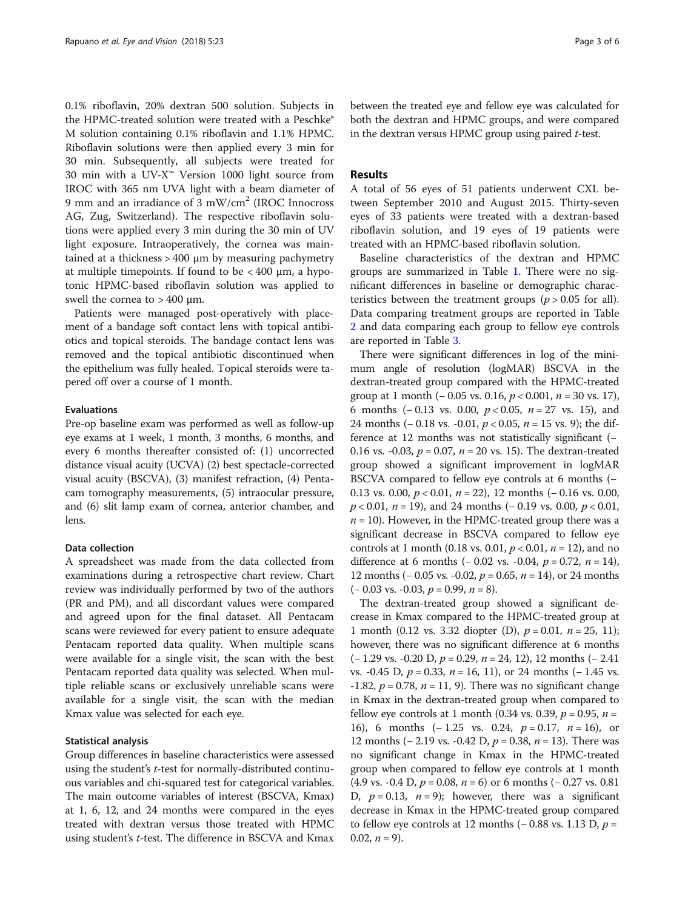0.1% riboflavin, 20% dextran 500 solution. Subjects in the HPMC-treated solution were treated with a Peschke® M solution containing 0.1% riboflavin and 1.1% HPMC. Riboflavin solutions were then applied every 3 min for 30 min. Subsequently, all subjects were treated for 30 min with a UV-X™ Version 1000 light source from IROC with 365 nm UVA light with a beam diameter of 9 mm and an irradiance of 3 mW/cm$^2$ (IROC Innocross AG, Zug, Switzerland). The respective riboflavin solutions were applied every 3 min during the 30 min of UV light exposure. Intraoperatively, the cornea was maintained at a thickness > 400 μm by measuring pachymetry at multiple timepoints. If found to be < 400 μm, a hypotonic HPMC-based riboflavin solution was applied to swell the cornea to > 400 μm.

Patients were managed post-operatively with placement of a bandage soft contact lens with topical antibiotics and topical steroids. The bandage contact lens was removed and the topical antibiotic discontinued when the epithelium was fully healed. Topical steroids were tapered off over a course of 1 month.

### Evaluations

Pre-op baseline exam was performed as well as follow-up eye exams at 1 week, 1 month, 3 months, 6 months, and every 6 months thereafter consisted of: (1) uncorrected distance visual acuity (UCVA) (2) best spectacle-corrected visual acuity (BSCVA), (3) manifest refraction, (4) Pentacam tomography measurements, (5) intraocular pressure, and (6) slit lamp exam of cornea, anterior chamber, and lens.

### Data collection

A spreadsheet was made from the data collected from examinations during a retrospective chart review. Chart review was individually performed by two of the authors (PR and PM), and all discordant values were compared and agreed upon for the final dataset. All Pentacam scans were reviewed for every patient to ensure adequate Pentacam reported data quality. When multiple scans were available for a single visit, the scan with the best Pentacam reported data quality was selected. When multiple reliable scans or exclusively unreliable scans were available for a single visit, the scan with the median Kmax value was selected for each eye.

### Statistical analysis

Group differences in baseline characteristics were assessed using the student's *t*-test for normally-distributed continuous variables and chi-squared test for categorical variables. The main outcome variables of interest (BSCVA, Kmax) at 1, 6, 12, and 24 months were compared in the eyes treated with dextran versus those treated with HPMC using student's *t*-test. The difference in BSCVA and Kmax between the treated eye and fellow eye was calculated for both the dextran and HPMC groups, and were compared in the dextran versus HPMC group using paired *t*-test.

## Results

A total of 56 eyes of 51 patients underwent CXL between September 2010 and August 2015. Thirty-seven eyes of 33 patients were treated with a dextran-based riboflavin solution, and 19 eyes of 19 patients were treated with an HPMC-based riboflavin solution.

Baseline characteristics of the dextran and HPMC groups are summarized in Table 1. There were no significant differences in baseline or demographic characteristics between the treatment groups ($p > 0.05$ for all). Data comparing treatment groups are reported in Table 2 and data comparing each group to fellow eye controls are reported in Table 3.

There were significant differences in log of the minimum angle of resolution (logMAR) BSCVA in the dextran-treated group compared with the HPMC-treated group at 1 month (− 0.05 vs. 0.16, $p < 0.001$, $n = 30$ vs. 17), 6 months (− 0.13 vs. 0.00, $p < 0.05$, $n = 27$ vs. 15), and 24 months (− 0.18 vs. -0.01, $p < 0.05$, $n = 15$ vs. 9); the difference at 12 months was not statistically significant (− 0.16 vs. -0.03, $p = 0.07$, $n = 20$ vs. 15). The dextran-treated group showed a significant improvement in logMAR BSCVA compared to fellow eye controls at 6 months (− 0.13 vs. 0.00, $p < 0.01$, $n = 22$), 12 months (− 0.16 vs. 0.00, $p < 0.01$, $n = 19$), and 24 months (− 0.19 vs. 0.00, $p < 0.01$, $n = 10$). However, in the HPMC-treated group there was a significant decrease in BSCVA compared to fellow eye controls at 1 month (0.18 vs. 0.01, $p < 0.01$, $n = 12$), and no difference at 6 months (− 0.02 vs. -0.04, $p = 0.72$, $n = 14$), 12 months (− 0.05 vs. -0.02, $p = 0.65$, $n = 14$), or 24 months (− 0.03 vs. -0.03, $p = 0.99$, $n = 8$).

The dextran-treated group showed a significant decrease in Kmax compared to the HPMC-treated group at 1 month (0.12 vs. 3.32 diopter (D), $p = 0.01$, $n = 25$, 11); however, there was no significant difference at 6 months (− 1.29 vs. -0.20 D, $p = 0.29$, $n = 24$, 12), 12 months (− 2.41 vs. -0.45 D, $p = 0.33$, $n = 16$, 11), or 24 months (− 1.45 vs. -1.82, $p = 0.78$, $n = 11$, 9). There was no significant change in Kmax in the dextran-treated group when compared to fellow eye controls at 1 month (0.34 vs. 0.39, $p = 0.95$, $n = 16$), 6 months (− 1.25 vs. 0.24, $p = 0.17$, $n = 16$), or 12 months (− 2.19 vs. -0.42 D, $p = 0.38$, $n = 13$). There was no significant change in Kmax in the HPMC-treated group when compared to fellow eye controls at 1 month (4.9 vs. -0.4 D, $p = 0.08$, $n = 6$) or 6 months (− 0.27 vs. 0.81 D, $p = 0.13$, $n = 9$); however, there was a significant decrease in Kmax in the HPMC-treated group compared to fellow eye controls at 12 months (− 0.88 vs. 1.13 D, $p = 0.02$, $n = 9$).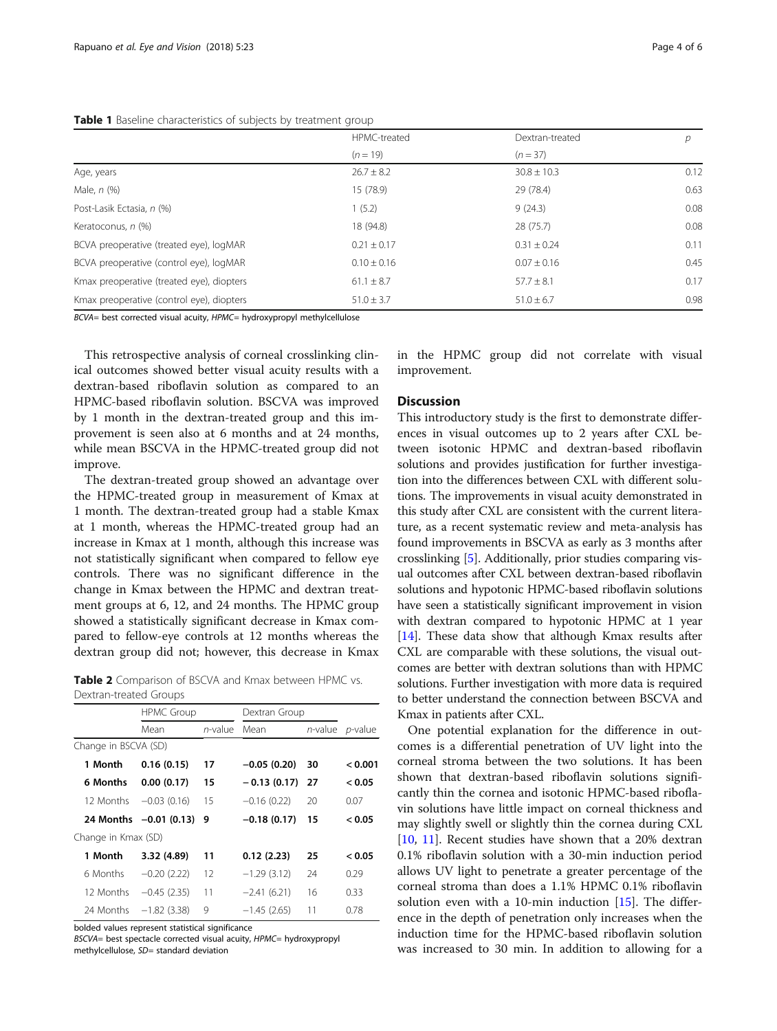**Table 1** Baseline characteristics of subjects by treatment group

| | HPMC-treated ($n = 19$) | Dextran-treated ($n = 37$) | $p$ |
|---|---|---|---|
| Age, years | 26.7 ± 8.2 | 30.8 ± 10.3 | 0.12 |
| Male, *n* (%) | 15 (78.9) | 29 (78.4) | 0.63 |
| Post-Lasik Ectasia, *n* (%) | 1 (5.2) | 9 (24.3) | 0.08 |
| Keratoconus, *n* (%) | 18 (94.8) | 28 (75.7) | 0.08 |
| BCVA preoperative (treated eye), logMAR | 0.21 ± 0.17 | 0.31 ± 0.24 | 0.11 |
| BCVA preoperative (control eye), logMAR | 0.10 ± 0.16 | 0.07 ± 0.16 | 0.45 |
| Kmax preoperative (treated eye), diopters | 61.1 ± 8.7 | 57.7 ± 8.1 | 0.17 |
| Kmax preoperative (control eye), diopters | 51.0 ± 3.7 | 51.0 ± 6.7 | 0.98 |

*BCVA*= best corrected visual acuity, *HPMC*= hydroxypropyl methylcellulose

This retrospective analysis of corneal crosslinking clinical outcomes showed better visual acuity results with a dextran-based riboflavin solution as compared to an HPMC-based riboflavin solution. BSCVA was improved by 1 month in the dextran-treated group and this improvement is seen also at 6 months and at 24 months, while mean BSCVA in the HPMC-treated group did not improve.

The dextran-treated group showed an advantage over the HPMC-treated group in measurement of Kmax at 1 month. The dextran-treated group had a stable Kmax at 1 month, whereas the HPMC-treated group had an increase in Kmax at 1 month, although this increase was not statistically significant when compared to fellow eye controls. There was no significant difference in the change in Kmax between the HPMC and dextran treatment groups at 6, 12, and 24 months. The HPMC group showed a statistically significant decrease in Kmax compared to fellow-eye controls at 12 months whereas the dextran group did not; however, this decrease in Kmax in the HPMC group did not correlate with visual improvement.

**Table 2** Comparison of BSCVA and Kmax between HPMC vs. Dextran-treated Groups

| | HPMC Group | | Dextran Group | | |
|---|---|---|---|---|---|
| | Mean | *n*-value | Mean | *n*-value | *p*-value |
| Change in BSCVA (SD) | | | | | |
| **1 Month** | **0.16 (0.15)** | **17** | **−0.05 (0.20)** | **30** | **< 0.001** |
| **6 Months** | **0.00 (0.17)** | **15** | **− 0.13 (0.17)** | **27** | **< 0.05** |
| 12 Months | −0.03 (0.16) | 15 | −0.16 (0.22) | 20 | 0.07 |
| **24 Months** | **−0.01 (0.13)** | **9** | **−0.18 (0.17)** | **15** | **< 0.05** |
| Change in Kmax (SD) | | | | | |
| **1 Month** | **3.32 (4.89)** | **11** | **0.12 (2.23)** | **25** | **< 0.05** |
| 6 Months | −0.20 (2.22) | 12 | −1.29 (3.12) | 24 | 0.29 |
| 12 Months | −0.45 (2.35) | 11 | −2.41 (6.21) | 16 | 0.33 |
| 24 Months | −1.82 (3.38) | 9 | −1.45 (2.65) | 11 | 0.78 |

bolded values represent statistical significance
*BSCVA*= best spectacle corrected visual acuity, *HPMC*= hydroxypropyl methylcellulose, *SD*= standard deviation

## Discussion

This introductory study is the first to demonstrate differences in visual outcomes up to 2 years after CXL between isotonic HPMC and dextran-based riboflavin solutions and provides justification for further investigation into the differences between CXL with different solutions. The improvements in visual acuity demonstrated in this study after CXL are consistent with the current literature, as a recent systematic review and meta-analysis has found improvements in BSCVA as early as 3 months after crosslinking [5]. Additionally, prior studies comparing visual outcomes after CXL between dextran-based riboflavin solutions and hypotonic HPMC-based riboflavin solutions have seen a statistically significant improvement in vision with dextran compared to hypotonic HPMC at 1 year [14]. These data show that although Kmax results after CXL are comparable with these solutions, the visual outcomes are better with dextran solutions than with HPMC solutions. Further investigation with more data is required to better understand the connection between BSCVA and Kmax in patients after CXL.

One potential explanation for the difference in outcomes is a differential penetration of UV light into the corneal stroma between the two solutions. It has been shown that dextran-based riboflavin solutions significantly thin the cornea and isotonic HPMC-based riboflavin solutions have little impact on corneal thickness and may slightly swell or slightly thin the cornea during CXL [10, 11]. Recent studies have shown that a 20% dextran 0.1% riboflavin solution with a 30-min induction period allows UV light to penetrate a greater percentage of the corneal stroma than does a 1.1% HPMC 0.1% riboflavin solution even with a 10-min induction [15]. The difference in the depth of penetration only increases when the induction time for the HPMC-based riboflavin solution was increased to 30 min. In addition to allowing for a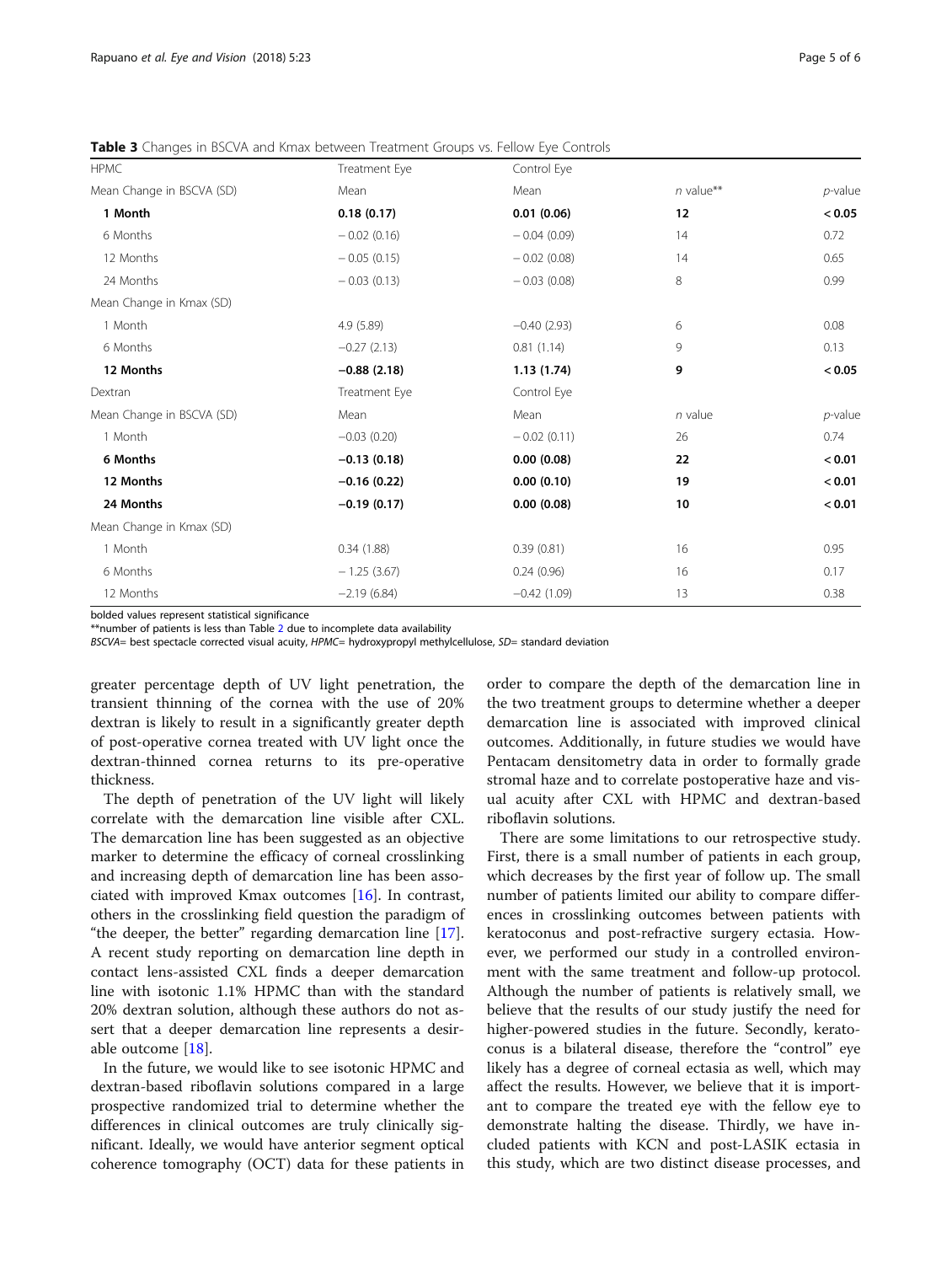**Table 3** Changes in BSCVA and Kmax between Treatment Groups vs. Fellow Eye Controls

| HPMC | Treatment Eye | Control Eye | | |
|---|---|---|---|---|
| Mean Change in BSCVA (SD) | Mean | Mean | *n* value** | *p*-value |
| **1 Month** | **0.18 (0.17)** | **0.01 (0.06)** | **12** | **< 0.05** |
| 6 Months | − 0.02 (0.16) | − 0.04 (0.09) | 14 | 0.72 |
| 12 Months | − 0.05 (0.15) | − 0.02 (0.08) | 14 | 0.65 |
| 24 Months | − 0.03 (0.13) | − 0.03 (0.08) | 8 | 0.99 |
| Mean Change in Kmax (SD) | | | | |
| 1 Month | 4.9 (5.89) | −0.40 (2.93) | 6 | 0.08 |
| 6 Months | −0.27 (2.13) | 0.81 (1.14) | 9 | 0.13 |
| **12 Months** | **−0.88 (2.18)** | **1.13 (1.74)** | **9** | **< 0.05** |
| Dextran | Treatment Eye | Control Eye | | |
| Mean Change in BSCVA (SD) | Mean | Mean | *n* value | *p*-value |
| 1 Month | −0.03 (0.20) | − 0.02 (0.11) | 26 | 0.74 |
| **6 Months** | **−0.13 (0.18)** | **0.00 (0.08)** | **22** | **< 0.01** |
| **12 Months** | **−0.16 (0.22)** | **0.00 (0.10)** | **19** | **< 0.01** |
| **24 Months** | **−0.19 (0.17)** | **0.00 (0.08)** | **10** | **< 0.01** |
| Mean Change in Kmax (SD) | | | | |
| 1 Month | 0.34 (1.88) | 0.39 (0.81) | 16 | 0.95 |
| 6 Months | − 1.25 (3.67) | 0.24 (0.96) | 16 | 0.17 |
| 12 Months | −2.19 (6.84) | −0.42 (1.09) | 13 | 0.38 |

bolded values represent statistical significance

**number of patients is less than Table 2 due to incomplete data availability

*BSCVA*= best spectacle corrected visual acuity, *HPMC*= hydroxypropyl methylcellulose, *SD*= standard deviation

greater percentage depth of UV light penetration, the transient thinning of the cornea with the use of 20% dextran is likely to result in a significantly greater depth of post-operative cornea treated with UV light once the dextran-thinned cornea returns to its pre-operative thickness.

The depth of penetration of the UV light will likely correlate with the demarcation line visible after CXL. The demarcation line has been suggested as an objective marker to determine the efficacy of corneal crosslinking and increasing depth of demarcation line has been associated with improved Kmax outcomes [16]. In contrast, others in the crosslinking field question the paradigm of "the deeper, the better" regarding demarcation line [17]. A recent study reporting on demarcation line depth in contact lens-assisted CXL finds a deeper demarcation line with isotonic 1.1% HPMC than with the standard 20% dextran solution, although these authors do not assert that a deeper demarcation line represents a desirable outcome [18].

In the future, we would like to see isotonic HPMC and dextran-based riboflavin solutions compared in a large prospective randomized trial to determine whether the differences in clinical outcomes are truly clinically significant. Ideally, we would have anterior segment optical coherence tomography (OCT) data for these patients in order to compare the depth of the demarcation line in the two treatment groups to determine whether a deeper demarcation line is associated with improved clinical outcomes. Additionally, in future studies we would have Pentacam densitometry data in order to formally grade stromal haze and to correlate postoperative haze and visual acuity after CXL with HPMC and dextran-based riboflavin solutions.

There are some limitations to our retrospective study. First, there is a small number of patients in each group, which decreases by the first year of follow up. The small number of patients limited our ability to compare differences in crosslinking outcomes between patients with keratoconus and post-refractive surgery ectasia. However, we performed our study in a controlled environment with the same treatment and follow-up protocol. Although the number of patients is relatively small, we believe that the results of our study justify the need for higher-powered studies in the future. Secondly, keratoconus is a bilateral disease, therefore the "control" eye likely has a degree of corneal ectasia as well, which may affect the results. However, we believe that it is important to compare the treated eye with the fellow eye to demonstrate halting the disease. Thirdly, we have included patients with KCN and post-LASIK ectasia in this study, which are two distinct disease processes, and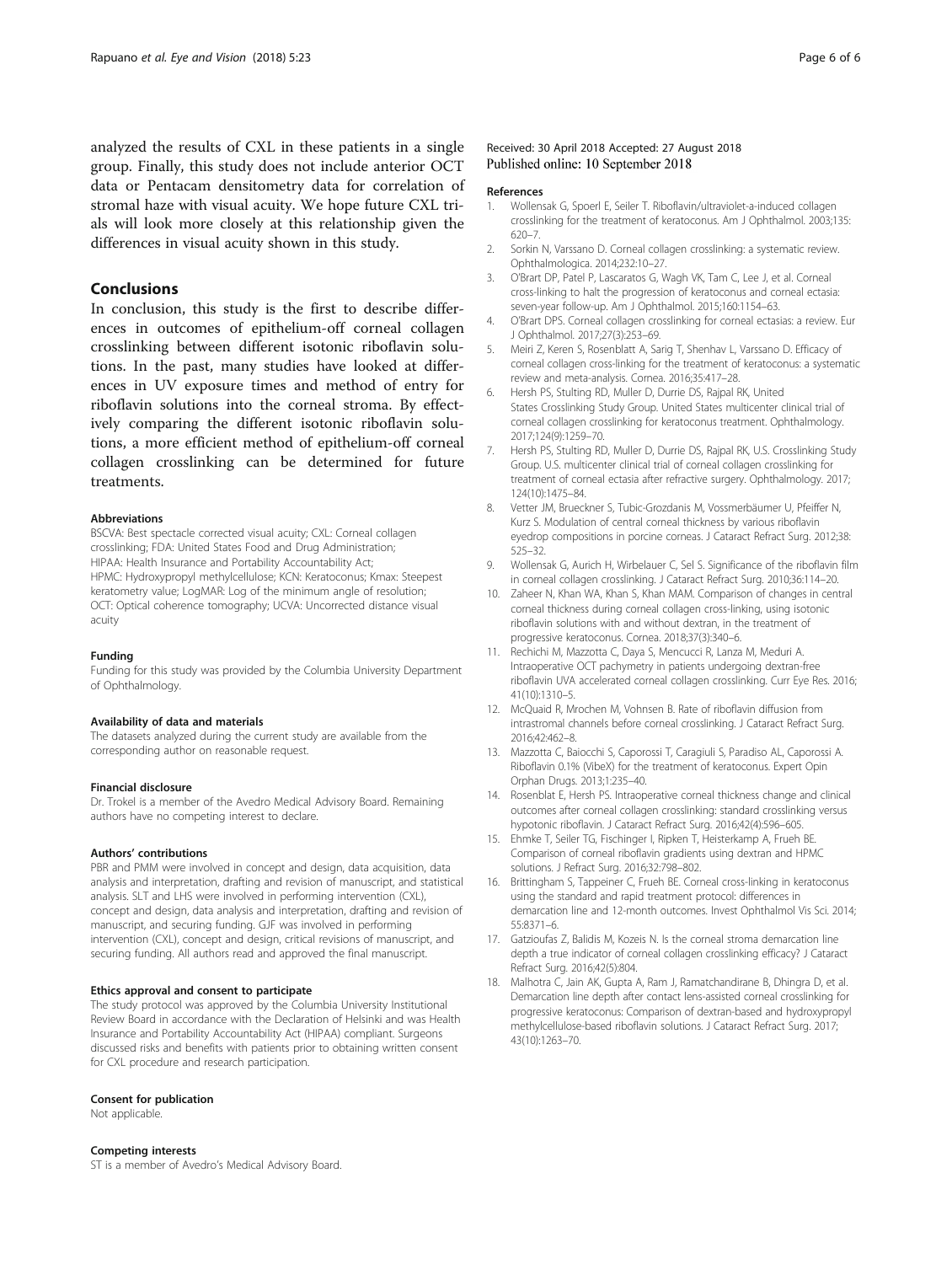analyzed the results of CXL in these patients in a single group. Finally, this study does not include anterior OCT data or Pentacam densitometry data for correlation of stromal haze with visual acuity. We hope future CXL trials will look more closely at this relationship given the differences in visual acuity shown in this study.

## Conclusions

In conclusion, this study is the first to describe differences in outcomes of epithelium-off corneal collagen crosslinking between different isotonic riboflavin solutions. In the past, many studies have looked at differences in UV exposure times and method of entry for riboflavin solutions into the corneal stroma. By effectively comparing the different isotonic riboflavin solutions, a more efficient method of epithelium-off corneal collagen crosslinking can be determined for future treatments.

#### Abbreviations

BSCVA: Best spectacle corrected visual acuity; CXL: Corneal collagen crosslinking; FDA: United States Food and Drug Administration; HIPAA: Health Insurance and Portability Accountability Act; HPMC: Hydroxypropyl methylcellulose; KCN: Keratoconus; Kmax: Steepest keratometry value; LogMAR: Log of the minimum angle of resolution; OCT: Optical coherence tomography; UCVA: Uncorrected distance visual acuity

#### Funding

Funding for this study was provided by the Columbia University Department of Ophthalmology.

#### Availability of data and materials

The datasets analyzed during the current study are available from the corresponding author on reasonable request.

#### Financial disclosure

Dr. Trokel is a member of the Avedro Medical Advisory Board. Remaining authors have no competing interest to declare.

#### Authors' contributions

PBR and PMM were involved in concept and design, data acquisition, data analysis and interpretation, drafting and revision of manuscript, and statistical analysis. SLT and LHS were involved in performing intervention (CXL), concept and design, data analysis and interpretation, drafting and revision of manuscript, and securing funding. GJF was involved in performing intervention (CXL), concept and design, critical revisions of manuscript, and securing funding. All authors read and approved the final manuscript.

#### Ethics approval and consent to participate

The study protocol was approved by the Columbia University Institutional Review Board in accordance with the Declaration of Helsinki and was Health Insurance and Portability Accountability Act (HIPAA) compliant. Surgeons discussed risks and benefits with patients prior to obtaining written consent for CXL procedure and research participation.

#### Consent for publication

Not applicable.

#### Competing interests

ST is a member of Avedro's Medical Advisory Board.

Received: 30 April 2018 Accepted: 27 August 2018
Published online: 10 September 2018

#### References

1. Wollensak G, Spoerl E, Seiler T. Riboflavin/ultraviolet-a-induced collagen crosslinking for the treatment of keratoconus. Am J Ophthalmol. 2003;135:620–7.
2. Sorkin N, Varssano D. Corneal collagen crosslinking: a systematic review. Ophthalmologica. 2014;232:10–27.
3. O'Brart DP, Patel P, Lascaratos G, Wagh VK, Tam C, Lee J, et al. Corneal cross-linking to halt the progression of keratoconus and corneal ectasia: seven-year follow-up. Am J Ophthalmol. 2015;160:1154–63.
4. O'Brart DPS. Corneal collagen crosslinking for corneal ectasias: a review. Eur J Ophthalmol. 2017;27(3):253–69.
5. Meiri Z, Keren S, Rosenblatt A, Sarig T, Shenhav L, Varssano D. Efficacy of corneal collagen cross-linking for the treatment of keratoconus: a systematic review and meta-analysis. Cornea. 2016;35:417–28.
6. Hersh PS, Stulting RD, Muller D, Durrie DS, Rajpal RK, United States Crosslinking Study Group. United States multicenter clinical trial of corneal collagen crosslinking for keratoconus treatment. Ophthalmology. 2017;124(9):1259–70.
7. Hersh PS, Stulting RD, Muller D, Durrie DS, Rajpal RK, U.S. Crosslinking Study Group. U.S. multicenter clinical trial of corneal collagen crosslinking for treatment of corneal ectasia after refractive surgery. Ophthalmology. 2017;124(10):1475–84.
8. Vetter JM, Brueckner S, Tubic-Grozdanis M, Vossmerbäumer U, Pfeiffer N, Kurz S. Modulation of central corneal thickness by various riboflavin eyedrop compositions in porcine corneas. J Cataract Refract Surg. 2012;38:525–32.
9. Wollensak G, Aurich H, Wirbelauer C, Sel S. Significance of the riboflavin film in corneal collagen crosslinking. J Cataract Refract Surg. 2010;36:114–20.
10. Zaheer N, Khan WA, Khan S, Khan MAM. Comparison of changes in central corneal thickness during corneal collagen cross-linking, using isotonic riboflavin solutions with and without dextran, in the treatment of progressive keratoconus. Cornea. 2018;37(3):340–6.
11. Rechichi M, Mazzotta C, Daya S, Mencucci R, Lanza M, Meduri A. Intraoperative OCT pachymetry in patients undergoing dextran-free riboflavin UVA accelerated corneal collagen crosslinking. Curr Eye Res. 2016;41(10):1310–5.
12. McQuaid R, Mrochen M, Vohnsen B. Rate of riboflavin diffusion from intrastromal channels before corneal crosslinking. J Cataract Refract Surg. 2016;42:462–8.
13. Mazzotta C, Baiocchi S, Caporossi T, Caragiuli S, Paradiso AL, Caporossi A. Riboflavin 0.1% (VibeX) for the treatment of keratoconus. Expert Opin Orphan Drugs. 2013;1:235–40.
14. Rosenblat E, Hersh PS. Intraoperative corneal thickness change and clinical outcomes after corneal collagen crosslinking: standard crosslinking versus hypotonic riboflavin. J Cataract Refract Surg. 2016;42(4):596–605.
15. Ehmke T, Seiler TG, Fischinger I, Ripken T, Heisterkamp A, Frueh BE. Comparison of corneal riboflavin gradients using dextran and HPMC solutions. J Refract Surg. 2016;32:798–802.
16. Brittingham S, Tappeiner C, Frueh BE. Corneal cross-linking in keratoconus using the standard and rapid treatment protocol: differences in demarcation line and 12-month outcomes. Invest Ophthalmol Vis Sci. 2014;55:8371–6.
17. Gatzioufas Z, Balidis M, Kozeis N. Is the corneal stroma demarcation line depth a true indicator of corneal collagen crosslinking efficacy? J Cataract Refract Surg. 2016;42(5):804.
18. Malhotra C, Jain AK, Gupta A, Ram J, Ramatchandirane B, Dhingra D, et al. Demarcation line depth after contact lens-assisted corneal crosslinking for progressive keratoconus: Comparison of dextran-based and hydroxypropyl methylcellulose-based riboflavin solutions. J Cataract Refract Surg. 2017;43(10):1263–70.